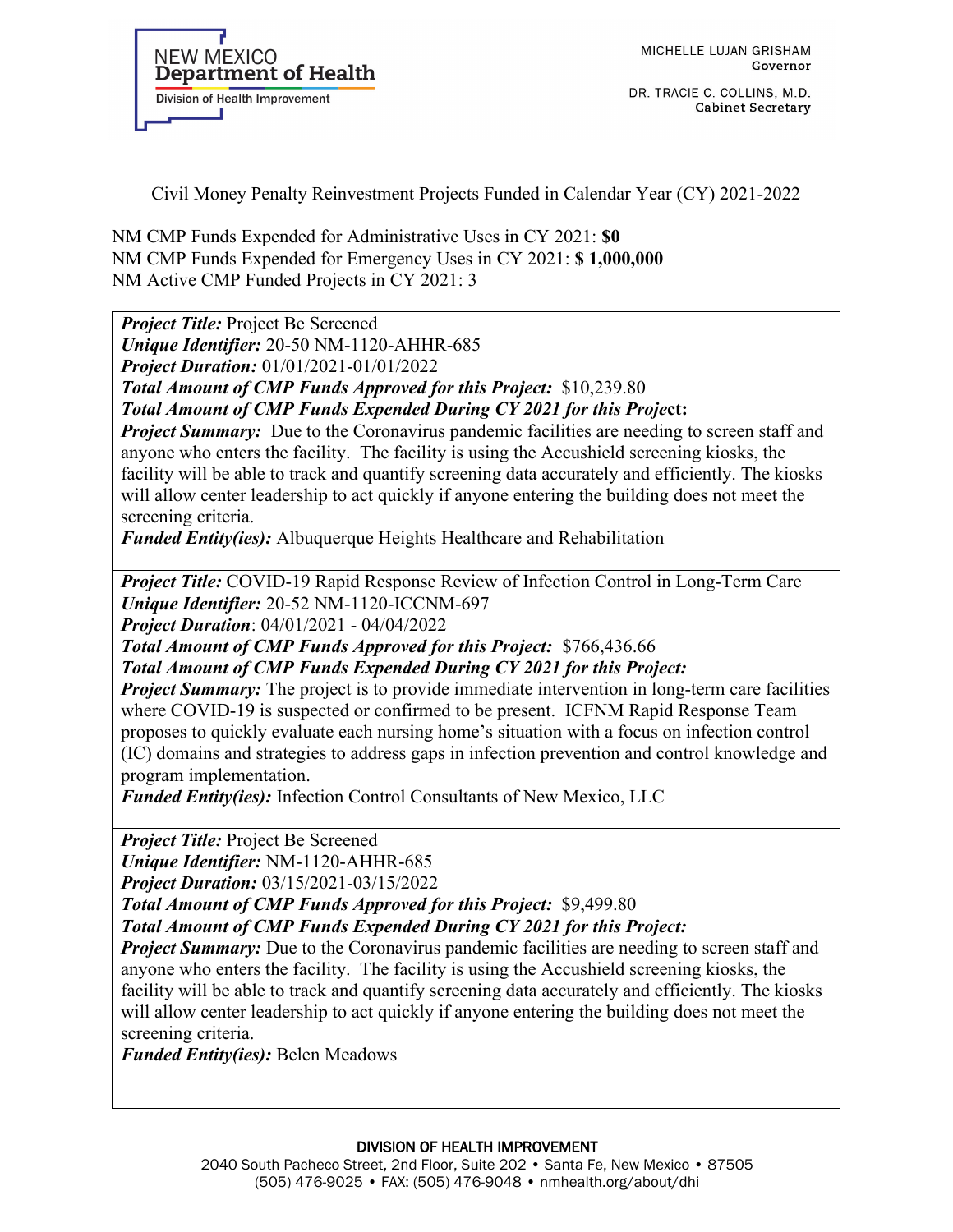NEW MEXICO
**Department of Health**
Division of Health Improvement

MICHELLE LUJAN GRISHAM
**Governor**

DR. TRACIE C. COLLINS, M.D.
**Cabinet Secretary**

Civil Money Penalty Reinvestment Projects Funded in Calendar Year (CY) 2021-2022

NM CMP Funds Expended for Administrative Uses in CY 2021: **$0**
NM CMP Funds Expended for Emergency Uses in CY 2021: **$ 1,000,000**
NM Active CMP Funded Projects in CY 2021: 3

***Project Title:*** Project Be Screened
***Unique Identifier:*** 20-50 NM-1120-AHHR-685
***Project Duration:*** 01/01/2021-01/01/2022
***Total Amount of CMP Funds Approved for this Project:*** $10,239.80
***Total Amount of CMP Funds Expended During CY 2021 for this Project:***
***Project Summary:*** Due to the Coronavirus pandemic facilities are needing to screen staff and anyone who enters the facility. The facility is using the Accushield screening kiosks, the facility will be able to track and quantify screening data accurately and efficiently. The kiosks will allow center leadership to act quickly if anyone entering the building does not meet the screening criteria.
***Funded Entity(ies):*** Albuquerque Heights Healthcare and Rehabilitation

***Project Title:*** COVID-19 Rapid Response Review of Infection Control in Long-Term Care
***Unique Identifier:*** 20-52 NM-1120-ICCNM-697
***Project Duration***: 04/01/2021 - 04/04/2022
***Total Amount of CMP Funds Approved for this Project:*** $766,436.66
***Total Amount of CMP Funds Expended During CY 2021 for this Project:***
***Project Summary:*** The project is to provide immediate intervention in long-term care facilities where COVID-19 is suspected or confirmed to be present. ICFNM Rapid Response Team proposes to quickly evaluate each nursing home's situation with a focus on infection control (IC) domains and strategies to address gaps in infection prevention and control knowledge and program implementation.
***Funded Entity(ies):*** Infection Control Consultants of New Mexico, LLC

***Project Title:*** Project Be Screened
***Unique Identifier:*** NM-1120-AHHR-685
***Project Duration:*** 03/15/2021-03/15/2022
***Total Amount of CMP Funds Approved for this Project:*** $9,499.80
***Total Amount of CMP Funds Expended During CY 2021 for this Project:***
***Project Summary:*** Due to the Coronavirus pandemic facilities are needing to screen staff and anyone who enters the facility. The facility is using the Accushield screening kiosks, the facility will be able to track and quantify screening data accurately and efficiently. The kiosks will allow center leadership to act quickly if anyone entering the building does not meet the screening criteria.
***Funded Entity(ies):*** Belen Meadows

**DIVISION OF HEALTH IMPROVEMENT**
2040 South Pacheco Street, 2nd Floor, Suite 202 • Santa Fe, New Mexico • 87505
(505) 476-9025 • FAX: (505) 476-9048 • nmhealth.org/about/dhi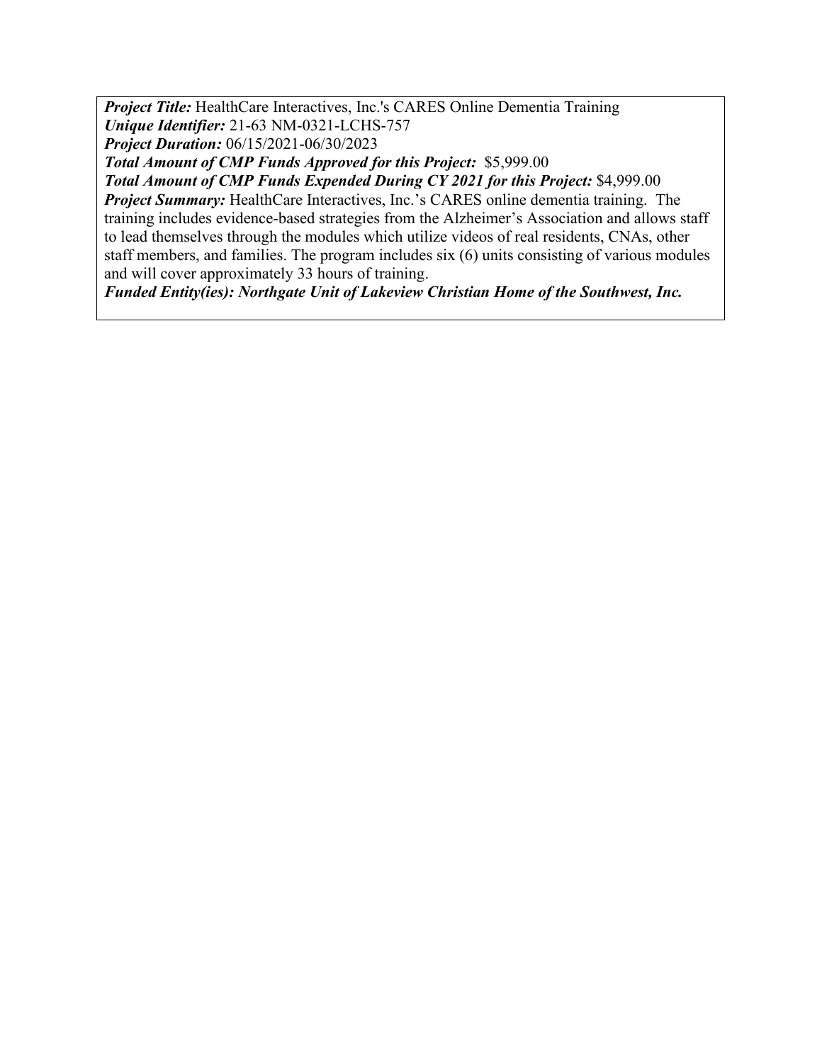***Project Title:*** HealthCare Interactives, Inc.'s CARES Online Dementia Training
***Unique Identifier:*** 21-63 NM-0321-LCHS-757
***Project Duration:*** 06/15/2021-06/30/2023
***Total Amount of CMP Funds Approved for this Project:*** $5,999.00
***Total Amount of CMP Funds Expended During CY 2021 for this Project:*** $4,999.00
***Project Summary:*** HealthCare Interactives, Inc.'s CARES online dementia training. The training includes evidence-based strategies from the Alzheimer's Association and allows staff to lead themselves through the modules which utilize videos of real residents, CNAs, other staff members, and families. The program includes six (6) units consisting of various modules and will cover approximately 33 hours of training.
***Funded Entity(ies): Northgate Unit of Lakeview Christian Home of the Southwest, Inc.***